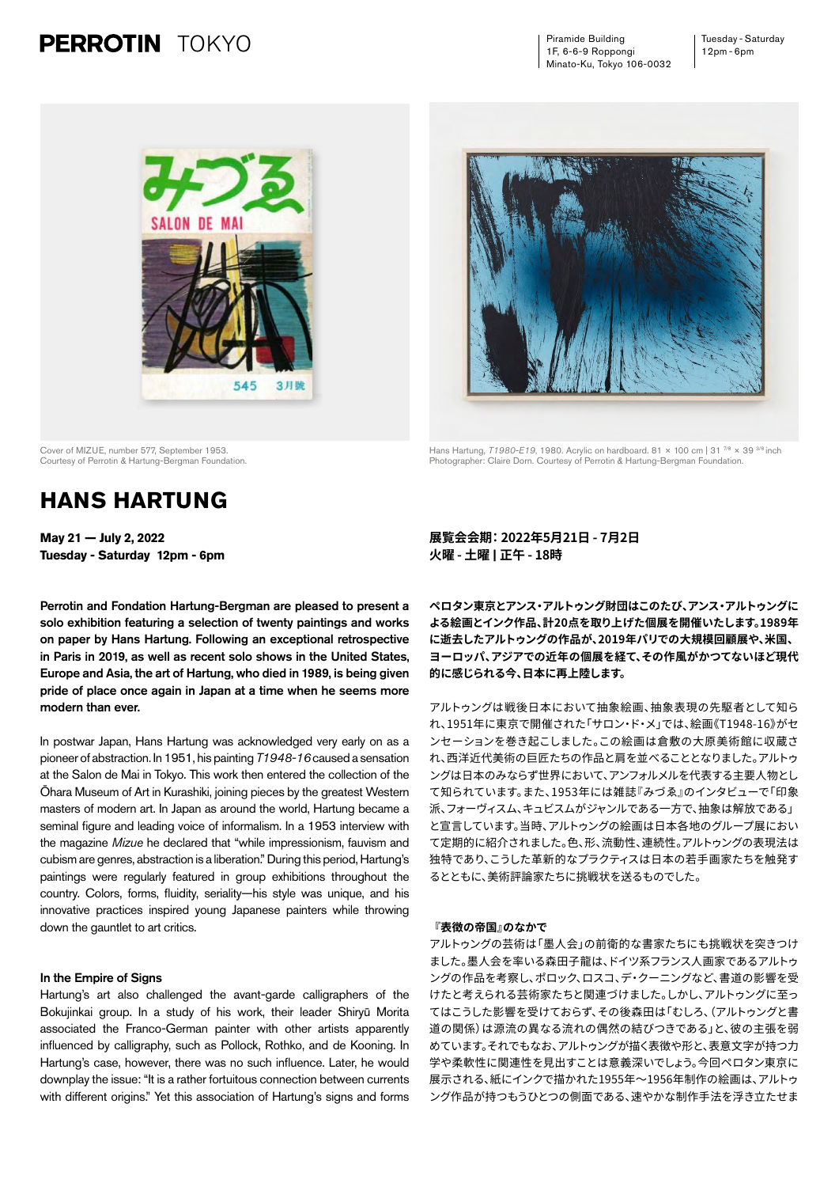**PERROTIN** TOKYO

Piramide Building
1F, 6-6-9 Roppongi
Minato-Ku, Tokyo 106-0032

Tuesday - Saturday
12pm - 6pm

Cover of MIZUE, number 577, September 1953.
Courtesy of Perrotin & Hartung-Bergman Foundation.

Hans Hartung, *T1980-E19*, 1980. Acrylic on hardboard. 81 × 100 cm | 31 7/8 × 39 3/8 inch
Photographer: Claire Dorn. Courtesy of Perrotin & Hartung-Bergman Foundation.

# HANS HARTUNG

**May 21 — July 2, 2022**
**Tuesday - Saturday 12pm - 6pm**

**Perrotin and Fondation Hartung-Bergman are pleased to present a solo exhibition featuring a selection of twenty paintings and works on paper by Hans Hartung. Following an exceptional retrospective in Paris in 2019, as well as recent solo shows in the United States, Europe and Asia, the art of Hartung, who died in 1989, is being given pride of place once again in Japan at a time when he seems more modern than ever.**

In postwar Japan, Hans Hartung was acknowledged very early on as a pioneer of abstraction. In 1951, his painting *T1948-16* caused a sensation at the Salon de Mai in Tokyo. This work then entered the collection of the Ōhara Museum of Art in Kurashiki, joining pieces by the greatest Western masters of modern art. In Japan as around the world, Hartung became a seminal figure and leading voice of informalism. In a 1953 interview with the magazine *Mizue* he declared that "while impressionism, fauvism and cubism are genres, abstraction is a liberation." During this period, Hartung's paintings were regularly featured in group exhibitions throughout the country. Colors, forms, fluidity, seriality—his style was unique, and his innovative practices inspired young Japanese painters while throwing down the gauntlet to art critics.

### In the Empire of Signs

Hartung's art also challenged the avant-garde calligraphers of the Bokujinkai group. In a study of his work, their leader Shiryū Morita associated the Franco-German painter with other artists apparently influenced by calligraphy, such as Pollock, Rothko, and de Kooning. In Hartung's case, however, there was no such influence. Later, he would downplay the issue: "It is a rather fortuitous connection between currents with different origins." Yet this association of Hartung's signs and forms

**展覧会会期：2022年5月21日 - 7月2日**
**火曜 - 土曜 | 正午 - 18時**

**ペロタン東京とアンス・アルトゥング財団はこのたび、アンス・アルトゥングによる絵画とインク作品、計20点を取り上げた個展を開催いたします。1989年に逝去したアルトゥングの作品が、2019年パリでの大規模回顧展や、米国、ヨーロッパ、アジアでの近年の個展を経て、その作風がかつてないほど現代的に感じられる今、日本に再上陸します。**

アルトゥングは戦後日本において抽象絵画、抽象表現の先駆者として知られ、1951年に東京で開催された「サロン・ド・メ」では、絵画《T1948-16》がセンセーションを巻き起こしました。この絵画は倉敷の大原美術館に収蔵され、西洋近代美術の巨匠たちの作品と肩を並べることとなりました。アルトゥングは日本のみならず世界において、アンフォルメルを代表する主要人物として知られています。また、1953年には雑誌『みづゑ』のインタビューで「印象派、フォーヴィスム、キュビスムがジャンルである一方で、抽象は解放である」と宣言しています。当時、アルトゥングの絵画は日本各地のグループ展において定期的に紹介されました。色、形、流動性、連続性。アルトゥングの表現法は独特であり、こうした革新的なプラクティスは日本の若手画家たちを触発するとともに、美術評論家たちに挑戦状を送るものでした。

### 『表徴の帝国』のなかで

アルトゥングの芸術は「墨人会」の前衛的な書家たちにも挑戦状を突きつけました。墨人会を率いる森田子龍は、ドイツ系フランス人画家であるアルトゥングの作品を考察し、ポロック、ロスコ、デ・クーニングなど、書道の影響を受けたと考えられる芸術家たちと関連づけました。しかし、アルトゥングに至ってはこうした影響を受けておらず、その後森田は「むしろ、(アルトゥングと書道の関係)は源流の異なる流れの偶然の結びつきである」と、彼の主張を弱めています。それでもなお、アルトゥングが描く表徴や形と、表意文字が持つ力学や柔軟性に関連性を見出すことは意義深いでしょう。今回ペロタン東京に展示される、紙にインクで描かれた1955年〜1956年制作の絵画は、アルトゥング作品が持つもうひとつの側面である、速やかな制作手法を浮き立たせま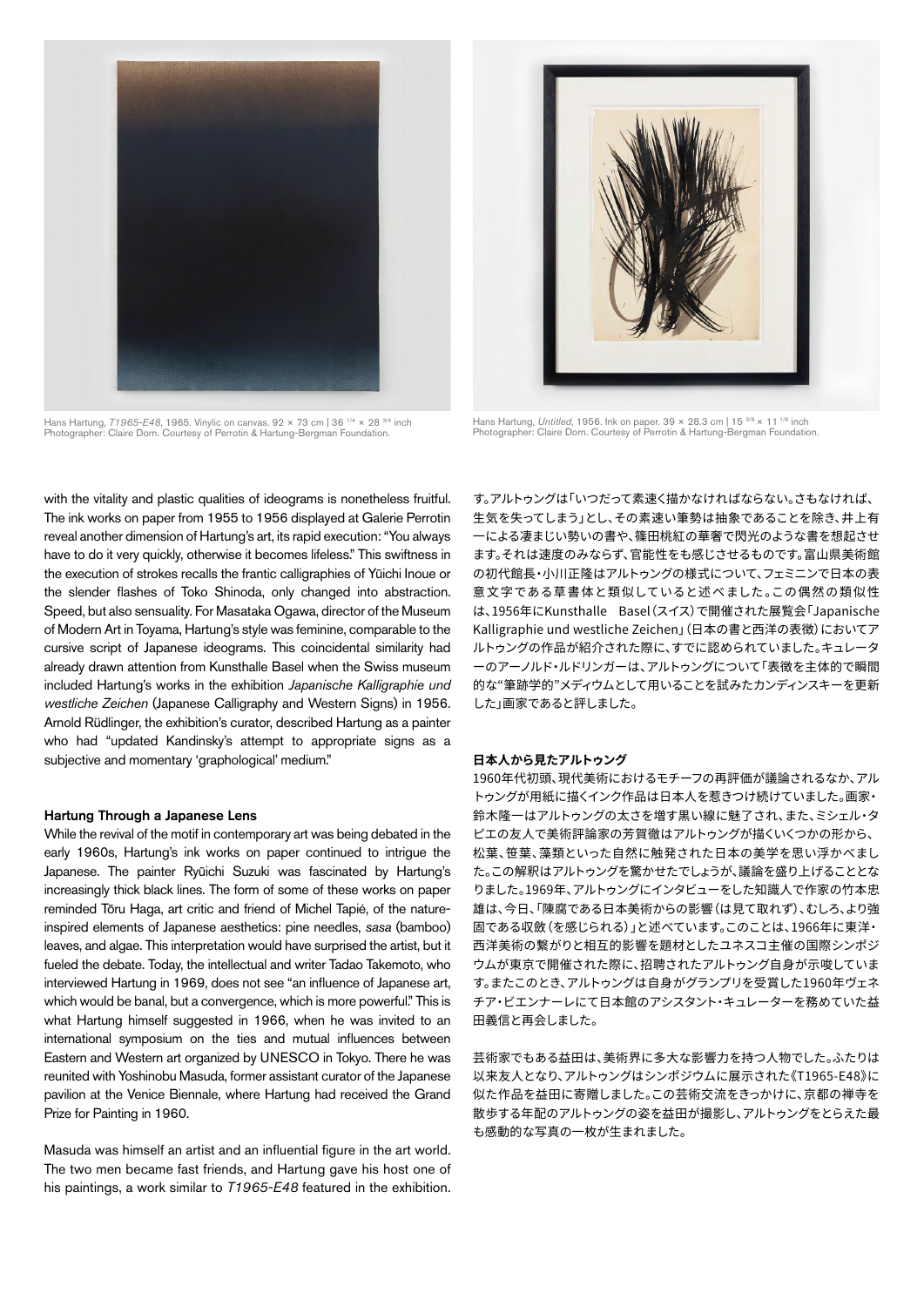Hans Hartung, *T1965-E48*, 1965. Vinylic on canvas. 92 × 73 cm | 36 1/4 × 28 3/4 inch
Photographer: Claire Dorn. Courtesy of Perrotin & Hartung-Bergman Foundation.

Hans Hartung, *Untitled*, 1956. Ink on paper. 39 × 28.3 cm | 15 3/8 × 11 1/8 inch
Photographer: Claire Dorn. Courtesy of Perrotin & Hartung-Bergman Foundation.

with the vitality and plastic qualities of ideograms is nonetheless fruitful. The ink works on paper from 1955 to 1956 displayed at Galerie Perrotin reveal another dimension of Hartung's art, its rapid execution: "You always have to do it very quickly, otherwise it becomes lifeless." This swiftness in the execution of strokes recalls the frantic calligraphies of Yūichi Inoue or the slender flashes of Toko Shinoda, only changed into abstraction. Speed, but also sensuality. For Masataka Ogawa, director of the Museum of Modern Art in Toyama, Hartung's style was feminine, comparable to the cursive script of Japanese ideograms. This coincidental similarity had already drawn attention from Kunsthalle Basel when the Swiss museum included Hartung's works in the exhibition *Japanische Kalligraphie und westliche Zeichen* (Japanese Calligraphy and Western Signs) in 1956. Arnold Rüdlinger, the exhibition's curator, described Hartung as a painter who had "updated Kandinsky's attempt to appropriate signs as a subjective and momentary 'graphological' medium."

### Hartung Through a Japanese Lens

While the revival of the motif in contemporary art was being debated in the early 1960s, Hartung's ink works on paper continued to intrigue the Japanese. The painter Ryūichi Suzuki was fascinated by Hartung's increasingly thick black lines. The form of some of these works on paper reminded Tōru Haga, art critic and friend of Michel Tapié, of the nature-inspired elements of Japanese aesthetics: pine needles, *sasa* (bamboo) leaves, and algae. This interpretation would have surprised the artist, but it fueled the debate. Today, the intellectual and writer Tadao Takemoto, who interviewed Hartung in 1969, does not see "an influence of Japanese art, which would be banal, but a convergence, which is more powerful." This is what Hartung himself suggested in 1966, when he was invited to an international symposium on the ties and mutual influences between Eastern and Western art organized by UNESCO in Tokyo. There he was reunited with Yoshinobu Masuda, former assistant curator of the Japanese pavilion at the Venice Biennale, where Hartung had received the Grand Prize for Painting in 1960.

Masuda was himself an artist and an influential figure in the art world. The two men became fast friends, and Hartung gave his host one of his paintings, a work similar to *T1965-E48* featured in the exhibition.

す。アルトゥングは「いつだって素速く描かなければならない。さもなければ、生気を失ってしまう」とし、その素速い筆勢は抽象であることを除き、井上有一による凄まじい勢いの書や、篠田桃紅の華奢で閃光のような書を想起させます。それは速度のみならず、官能性をも感じさせるものです。富山県美術館の初代館長・小川正隆はアルトゥングの様式について、フェミニンで日本の表意文字である草書体と類似していると述べました。この偶然の類似性は、1956年にKunsthalle　Basel（スイス）で開催された展覧会「Japanische Kalligraphie und westliche Zeichen」（日本の書と西洋の表徴）においてアルトゥングの作品が紹介された際に、すでに認められていました。キュレーターのアーノルド・ルドリンガーは、アルトゥングについて「表徴を主体的で瞬間的な"筆跡学的"メディウムとして用いることを試みたカンディンスキーを更新した」画家であると評しました。

### 日本人から見たアルトゥング

1960年代初頭、現代美術におけるモチーフの再評価が議論されるなか、アルトゥングが用紙に描くインク作品は日本人を惹きつけ続けていました。画家・鈴木隆一はアルトゥングの太さを増す黒い線に魅了され、また、ミシェル・タピエの友人で美術評論家の芳賀徹はアルトゥングが描くいくつかの形から、松葉、笹葉、藻類といった自然に触発された日本の美学を思い浮かべました。この解釈はアルトゥングを驚かせたでしょうが、議論を盛り上げることとなりました。1969年、アルトゥングにインタビューをした知識人で作家の竹本忠雄は、今日、「陳腐である日本美術からの影響（は見て取れず）、むしろ、より強固である収斂（を感じられる）」と述べています。このことは、1966年に東洋・西洋美術の繋がりと相互的影響を題材としたユネスコ主催の国際シンポジウムが東京で開催された際に、招聘されたアルトゥング自身が示唆しています。またこのとき、アルトゥングは自身がグランプリを受賞した1960年ヴェネチア・ビエンナーレにて日本館のアシスタント・キュレーターを務めていた益田義信と再会しました。

芸術家でもある益田は、美術界に多大な影響力を持つ人物でした。ふたりは以来友人となり、アルトゥングはシンポジウムに展示された《T1965-E48》に似た作品を益田に寄贈しました。この芸術交流をきっかけに、京都の禅寺を散歩する年配のアルトゥングの姿を益田が撮影し、アルトゥングをとらえた最も感動的な写真の一枚が生まれました。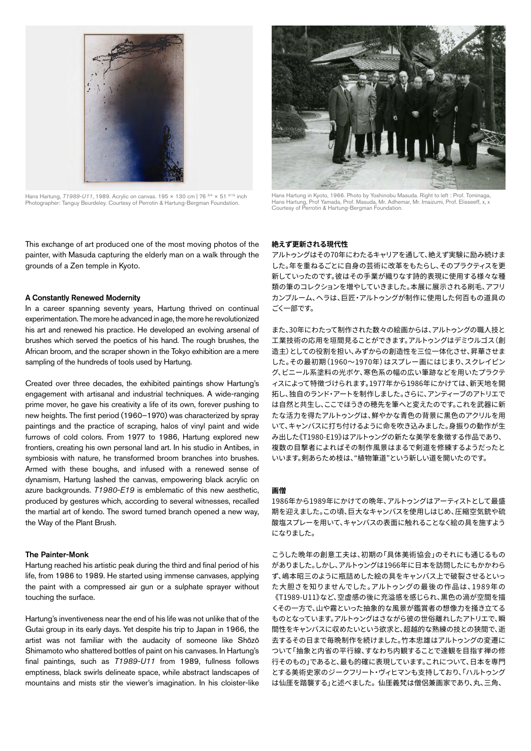Hans Hartung, *T1989-U11*, 1989. Acrylic on canvas. 195 × 130 cm | 76 3/4 × 51 3/16 inch Photographer: Tanguy Beurdeley. Courtesy of Perrotin & Hartung-Bergman Foundation.

Hans Hartung in Kyoto, 1966. Photo by Yoshinobu Masuda. Right to left : Prof. Tominaga, Hans Hartung, Prof Yamada, Prof. Masuda, Mr. Adhemar, Mr. Imaizumi, Prof. Elisseeff, x, x Courtesy of Perrotin & Hartung-Bergman Foundation.

This exchange of art produced one of the most moving photos of the painter, with Masuda capturing the elderly man on a walk through the grounds of a Zen temple in Kyoto.

### A Constantly Renewed Modernity

In a career spanning seventy years, Hartung thrived on continual experimentation. The more he advanced in age, the more he revolutionized his art and renewed his practice. He developed an evolving arsenal of brushes which served the poetics of his hand. The rough brushes, the African broom, and the scraper shown in the Tokyo exhibition are a mere sampling of the hundreds of tools used by Hartung.

Created over three decades, the exhibited paintings show Hartung's engagement with artisanal and industrial techniques. A wide-ranging prime mover, he gave his creativity a life of its own, forever pushing to new heights. The first period (1960–1970) was characterized by spray paintings and the practice of scraping, halos of vinyl paint and wide furrows of cold colors. From 1977 to 1986, Hartung explored new frontiers, creating his own personal land art. In his studio in Antibes, in symbiosis with nature, he transformed broom branches into brushes. Armed with these boughs, and infused with a renewed sense of dynamism, Hartung lashed the canvas, empowering black acrylic on azure backgrounds. *T1980-E19* is emblematic of this new aesthetic, produced by gestures which, according to several witnesses, recalled the martial art of kendo. The sword turned branch opened a new way, the Way of the Plant Brush.

### The Painter-Monk

Hartung reached his artistic peak during the third and final period of his life, from 1986 to 1989. He started using immense canvases, applying the paint with a compressed air gun or a sulphate sprayer without touching the surface.

Hartung's inventiveness near the end of his life was not unlike that of the Gutai group in its early days. Yet despite his trip to Japan in 1966, the artist was not familiar with the audacity of someone like Shōzō Shimamoto who shattered bottles of paint on his canvases. In Hartung's final paintings, such as *T1989-U11* from 1989, fullness follows emptiness, black swirls delineate space, while abstract landscapes of mountains and mists stir the viewer's imagination. In his cloister-like

### 絶えず更新される現代性

アルトゥングはその70年にわたるキャリアを通して、絶えず実験に励み続けました。年を重ねるごとに自身の芸術に改革をもたらし、そのプラクティスを更新していったのです。彼はその手業が織りなす詩的表現に使用する様々な種類の筆のコレクションを増やしていきました。本展に展示される刷毛、アフリカンブルーム、ヘラは、巨匠・アルトゥングが制作に使用した何百もの道具のごく一部です。

また、30年にわたって制作された数々の絵画からは、アルトゥングの職人技と工業技術の応用を垣間見ることができます。アルトゥングはデミウルゴス（創造主）としての役割を担い、みずからの創造性を三位一体化させ、昇華させました。その最初期（1960〜1970年）はスプレー画にはじまり、スクレイピング、ビニール系塗料の光ボケ、寒色系の幅の広い筆跡などを用いたプラクティスによって特徴づけられます。1977年から1986年にかけては、新天地を開拓し、独自のランド・アートを制作しました。さらに、アンティーブのアトリエでは自然と共生し、ここでほうきの穂先を筆へと変えたのです。これを武器に新たな活力を得たアルトゥングは、鮮やかな青色の背景に黒色のアクリルを用いて、キャンバスに打ち付けるように命を吹き込みました。身振りの動作が生み出した《T1980-E19》はアルトゥングの新たな美学を象徴する作品であり、複数の目撃者によればその制作風景はまるで剣道を修練するようだったといいます。剣あらため枝は、"植物筆道"という新しい道を開いたのです。

### 画僧

1986年から1989年にかけての晩年、アルトゥングはアーティストとして最盛期を迎えました。この頃、巨大なキャンバスを使用しはじめ、圧縮空気銃や硫酸塩スプレーを用いて、キャンバスの表面に触れることなく絵の具を施すようになりました。

こうした晩年の創意工夫は、初期の「具体美術協会」のそれにも通じるものがありました。しかし、アルトゥングは1966年に日本を訪問したにもかかわらず、嶋本昭三のように瓶詰めした絵の具をキャンバス上で破裂させるといった大胆さを知りませんでした。アルトゥングの最後の作品は、1989年の《T1989-U11》など、空虚感の後に充溢感を感じられ、黒色の渦が空間を描くその一方で、山や霧といった抽象的な風景が鑑賞者の想像力を掻き立てるものとなっています。アルトゥングはさながら彼の世俗離れしたアトリエで、瞬間性をキャンバスに収めたいという欲求と、超越的な熟練の技との狭間で、逝去するその日まで毎晩制作を続けました。竹本忠雄はアルトゥングの変遷について「抽象と内省の平行線、すなわち内観することで達観を目指す禅の修行そのもの」であると、最も的確に表現しています。これについて、日本を専門とする美術史家のジークフリート・ヴィヒマンも支持しており、「ハルトゥングは仙厓を踏襲する」と述べました。 仙厓義梵は僧侶兼画家であり、丸、三角、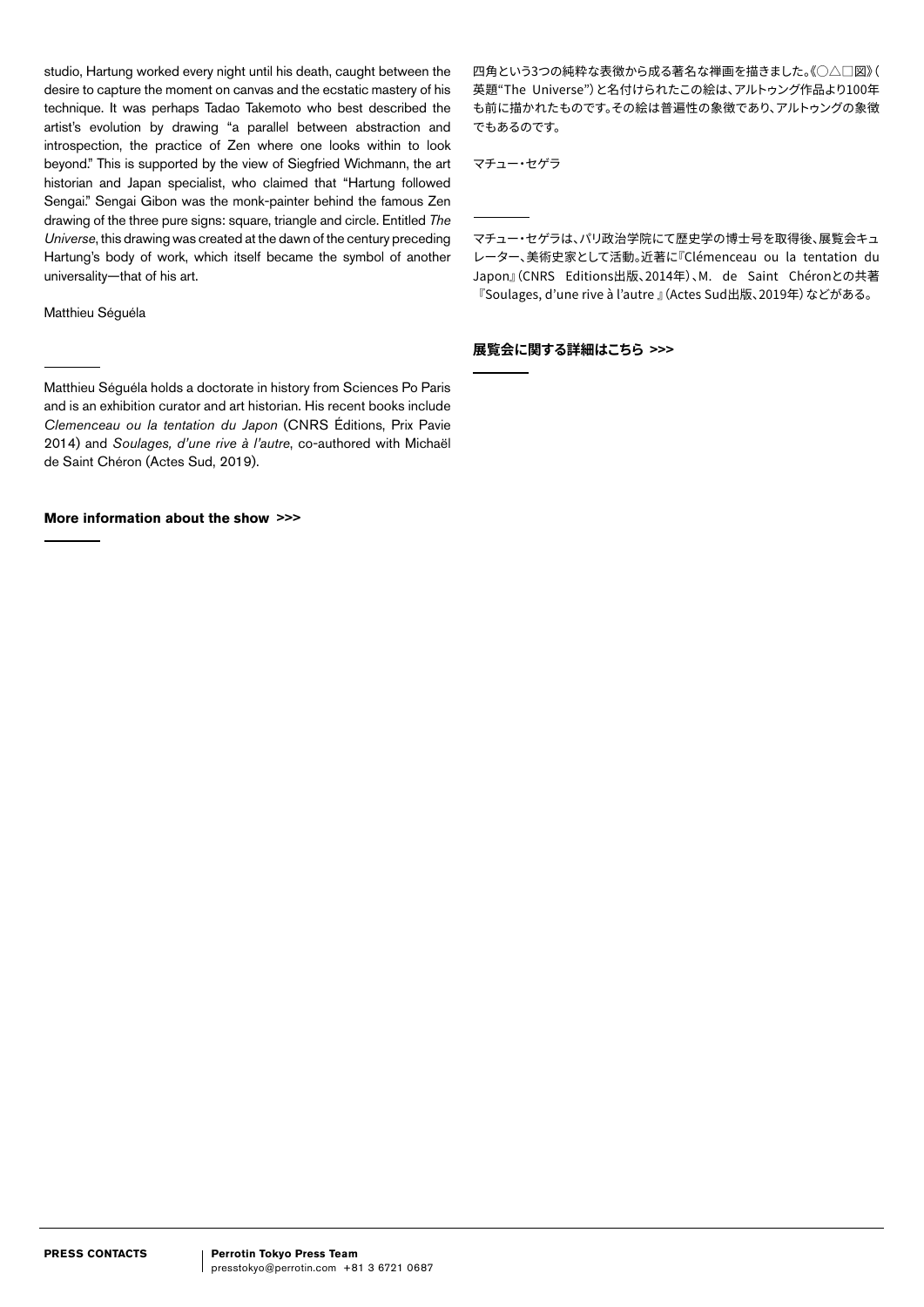studio, Hartung worked every night until his death, caught between the desire to capture the moment on canvas and the ecstatic mastery of his technique. It was perhaps Tadao Takemoto who best described the artist's evolution by drawing "a parallel between abstraction and introspection, the practice of Zen where one looks within to look beyond." This is supported by the view of Siegfried Wichmann, the art historian and Japan specialist, who claimed that "Hartung followed Sengai." Sengai Gibon was the monk-painter behind the famous Zen drawing of the three pure signs: square, triangle and circle. Entitled *The Universe*, this drawing was created at the dawn of the century preceding Hartung's body of work, which itself became the symbol of another universality—that of his art.

Matthieu Séguéla

---

Matthieu Séguéla holds a doctorate in history from Sciences Po Paris and is an exhibition curator and art historian. His recent books include *Clemenceau ou la tentation du Japon* (CNRS Éditions, Prix Pavie 2014) and *Soulages, d'une rive à l'autre*, co-authored with Michaël de Saint Chéron (Actes Sud, 2019).

**More information about the show >>>**

四角という3つの純粋な表徴から成る著名な禅画を描きました。《○△□図》(英題"The Universe")と名付けられたこの絵は、アルトゥング作品より100年も前に描かれたものです。その絵は普遍性の象徴であり、アルトゥングの象徴でもあるのです。

マチュー・セゲラ

---

マチュー・セゲラは、パリ政治学院にて歴史学の博士号を取得後、展覧会キュレーター、美術史家として活動。近著に『Clémenceau ou la tentation du Japon』(CNRS Editions出版、2014年)、M. de Saint Chéronとの共著『Soulages, d'une rive à l'autre 』(Actes Sud出版、2019年)などがある。

**展覧会に関する詳細はこちら >>>**

**PRESS CONTACTS**

**Perrotin Tokyo Press Team**
presstokyo@perrotin.com +81 3 6721 0687